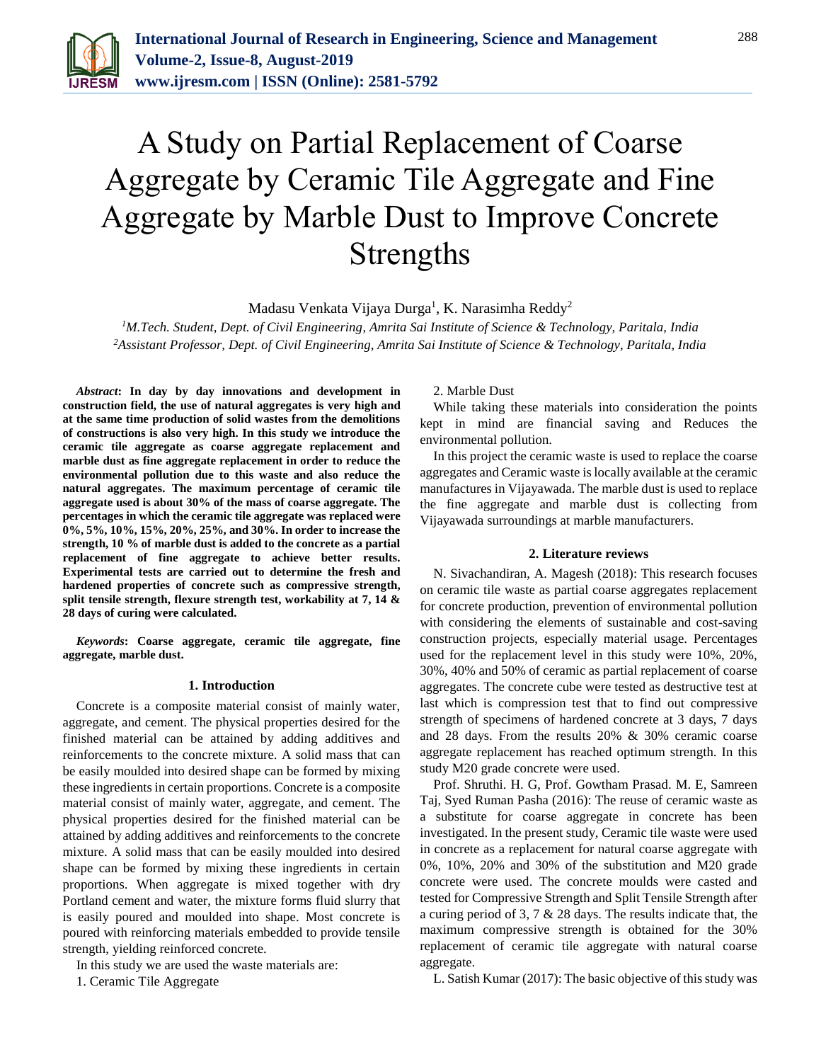# A Study on Partial Replacement of Coarse Aggregate by Ceramic Tile Aggregate and Fine Aggregate by Marble Dust to Improve Concrete Strengths

Madasu Venkata Vijaya Durga[1], K. Narasimha Reddy[2]

[1]M.Tech. Student, Dept. of Civil Engineering, Amrita Sai Institute of Science & Technology, Paritala, India
[2]Assistant Professor, Dept. of Civil Engineering, Amrita Sai Institute of Science & Technology, Paritala, India

***Abstract*: In day by day innovations and development in construction field, the use of natural aggregates is very high and at the same time production of solid wastes from the demolitions of constructions is also very high. In this study we introduce the ceramic tile aggregate as coarse aggregate replacement and marble dust as fine aggregate replacement in order to reduce the environmental pollution due to this waste and also reduce the natural aggregates. The maximum percentage of ceramic tile aggregate used is about 30% of the mass of coarse aggregate. The percentages in which the ceramic tile aggregate was replaced were 0%, 5%, 10%, 15%, 20%, 25%, and 30%. In order to increase the strength, 10 % of marble dust is added to the concrete as a partial replacement of fine aggregate to achieve better results. Experimental tests are carried out to determine the fresh and hardened properties of concrete such as compressive strength, split tensile strength, flexure strength test, workability at 7, 14 & 28 days of curing were calculated.**

***Keywords*: Coarse aggregate, ceramic tile aggregate, fine aggregate, marble dust.**

## 1. Introduction

Concrete is a composite material consist of mainly water, aggregate, and cement. The physical properties desired for the finished material can be attained by adding additives and reinforcements to the concrete mixture. A solid mass that can be easily moulded into desired shape can be formed by mixing these ingredients in certain proportions. Concrete is a composite material consist of mainly water, aggregate, and cement. The physical properties desired for the finished material can be attained by adding additives and reinforcements to the concrete mixture. A solid mass that can be easily moulded into desired shape can be formed by mixing these ingredients in certain proportions. When aggregate is mixed together with dry Portland cement and water, the mixture forms fluid slurry that is easily poured and moulded into shape. Most concrete is poured with reinforcing materials embedded to provide tensile strength, yielding reinforced concrete.

In this study we are used the waste materials are:

1. Ceramic Tile Aggregate
2. Marble Dust

While taking these materials into consideration the points kept in mind are financial saving and Reduces the environmental pollution.

In this project the ceramic waste is used to replace the coarse aggregates and Ceramic waste is locally available at the ceramic manufactures in Vijayawada. The marble dust is used to replace the fine aggregate and marble dust is collecting from Vijayawada surroundings at marble manufacturers.

## 2. Literature reviews

N. Sivachandiran, A. Magesh (2018): This research focuses on ceramic tile waste as partial coarse aggregates replacement for concrete production, prevention of environmental pollution with considering the elements of sustainable and cost-saving construction projects, especially material usage. Percentages used for the replacement level in this study were 10%, 20%, 30%, 40% and 50% of ceramic as partial replacement of coarse aggregates. The concrete cube were tested as destructive test at last which is compression test that to find out compressive strength of specimens of hardened concrete at 3 days, 7 days and 28 days. From the results 20% & 30% ceramic coarse aggregate replacement has reached optimum strength. In this study M20 grade concrete were used.

Prof. Shruthi. H. G, Prof. Gowtham Prasad. M. E, Samreen Taj, Syed Ruman Pasha (2016): The reuse of ceramic waste as a substitute for coarse aggregate in concrete has been investigated. In the present study, Ceramic tile waste were used in concrete as a replacement for natural coarse aggregate with 0%, 10%, 20% and 30% of the substitution and M20 grade concrete were used. The concrete moulds were casted and tested for Compressive Strength and Split Tensile Strength after a curing period of 3, 7 & 28 days. The results indicate that, the maximum compressive strength is obtained for the 30% replacement of ceramic tile aggregate with natural coarse aggregate.

L. Satish Kumar (2017): The basic objective of this study was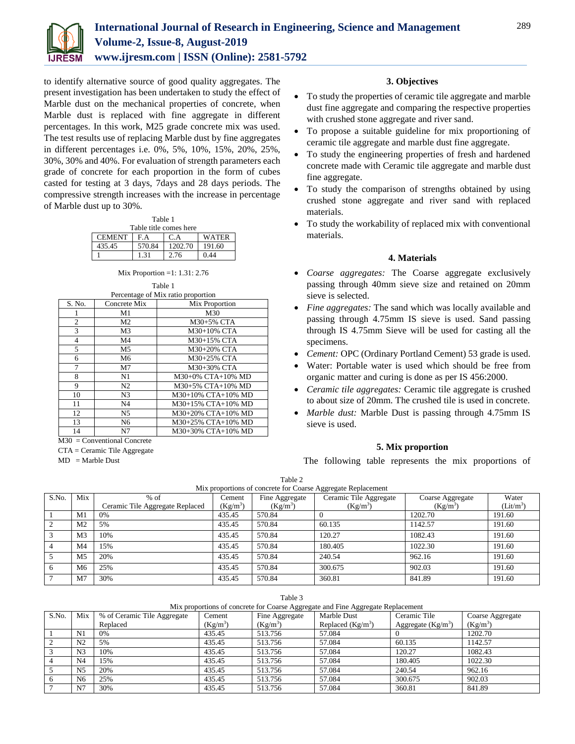to identify alternative source of good quality aggregates. The present investigation has been undertaken to study the effect of Marble dust on the mechanical properties of concrete, when Marble dust is replaced with fine aggregate in different percentages. In this work, M25 grade concrete mix was used. The test results use of replacing Marble dust by fine aggregates in different percentages i.e. 0%, 5%, 10%, 15%, 20%, 25%, 30%, 30% and 40%. For evaluation of strength parameters each grade of concrete for each proportion in the form of cubes casted for testing at 3 days, 7days and 28 days periods. The compressive strength increases with the increase in percentage of Marble dust up to 30%.

Table 1
Table title comes here

| CEMENT | F.A | C.A | WATER |
|---|---|---|---|
| 435.45 | 570.84 | 1202.70 | 191.60 |
| 1 | 1.31 | 2.76 | 0.44 |

Mix Proportion =1: 1.31: 2.76

Table 1
Percentage of Mix ratio proportion

| S. No. | Concrete Mix | Mix Proportion |
|---|---|---|
| 1 | M1 | M30 |
| 2 | M2 | M30+5% CTA |
| 3 | M3 | M30+10% CTA |
| 4 | M4 | M30+15% CTA |
| 5 | M5 | M30+20% CTA |
| 6 | M6 | M30+25% CTA |
| 7 | M7 | M30+30% CTA |
| 8 | N1 | M30+0% CTA+10% MD |
| 9 | N2 | M30+5% CTA+10% MD |
| 10 | N3 | M30+10% CTA+10% MD |
| 11 | N4 | M30+15% CTA+10% MD |
| 12 | N5 | M30+20% CTA+10% MD |
| 13 | N6 | M30+25% CTA+10% MD |
| 14 | N7 | M30+30% CTA+10% MD |

M30 = Conventional Concrete
CTA = Ceramic Tile Aggregate
MD = Marble Dust

## 3. Objectives

- To study the properties of ceramic tile aggregate and marble dust fine aggregate and comparing the respective properties with crushed stone aggregate and river sand.
- To propose a suitable guideline for mix proportioning of ceramic tile aggregate and marble dust fine aggregate.
- To study the engineering properties of fresh and hardened concrete made with Ceramic tile aggregate and marble dust fine aggregate.
- To study the comparison of strengths obtained by using crushed stone aggregate and river sand with replaced materials.
- To study the workability of replaced mix with conventional materials.

## 4. Materials

- *Coarse aggregates:* The Coarse aggregate exclusively passing through 40mm sieve size and retained on 20mm sieve is selected.
- *Fine aggregates:* The sand which was locally available and passing through 4.75mm IS sieve is used. Sand passing through IS 4.75mm Sieve will be used for casting all the specimens.
- *Cement:* OPC (Ordinary Portland Cement) 53 grade is used.
- Water: Portable water is used which should be free from organic matter and curing is done as per IS 456:2000.
- *Ceramic tile aggregates:* Ceramic tile aggregate is crushed to about size of 20mm. The crushed tile is used in concrete.
- *Marble dust:* Marble Dust is passing through 4.75mm IS sieve is used.

## 5. Mix proportion

The following table represents the mix proportions of

Table 2
Mix proportions of concrete for Coarse Aggregate Replacement

| S.No. | Mix | % of Ceramic Tile Aggregate Replaced | Cement ($Kg/m^3$) | Fine Aggregate ($Kg/m^3$) | Ceramic Tile Aggregate ($Kg/m^3$) | Coarse Aggregate ($Kg/m^3$) | Water ($Lit/m^3$) |
|---|---|---|---|---|---|---|---|
| 1 | M1 | 0% | 435.45 | 570.84 | 0 | 1202.70 | 191.60 |
| 2 | M2 | 5% | 435.45 | 570.84 | 60.135 | 1142.57 | 191.60 |
| 3 | M3 | 10% | 435.45 | 570.84 | 120.27 | 1082.43 | 191.60 |
| 4 | M4 | 15% | 435.45 | 570.84 | 180.405 | 1022.30 | 191.60 |
| 5 | M5 | 20% | 435.45 | 570.84 | 240.54 | 962.16 | 191.60 |
| 6 | M6 | 25% | 435.45 | 570.84 | 300.675 | 902.03 | 191.60 |
| 7 | M7 | 30% | 435.45 | 570.84 | 360.81 | 841.89 | 191.60 |

Table 3
Mix proportions of concrete for Coarse Aggregate and Fine Aggregate Replacement

| S.No. | Mix | % of Ceramic Tile Aggregate Replaced | Cement ($Kg/m^3$) | Fine Aggregate ($Kg/m^3$) | Marble Dust Replaced ($Kg/m^3$) | Ceramic Tile Aggregate ($Kg/m^3$) | Coarse Aggregate ($Kg/m^3$) |
|---|---|---|---|---|---|---|---|
| 1 | N1 | 0% | 435.45 | 513.756 | 57.084 | 0 | 1202.70 |
| 2 | N2 | 5% | 435.45 | 513.756 | 57.084 | 60.135 | 1142.57 |
| 3 | N3 | 10% | 435.45 | 513.756 | 57.084 | 120.27 | 1082.43 |
| 4 | N4 | 15% | 435.45 | 513.756 | 57.084 | 180.405 | 1022.30 |
| 5 | N5 | 20% | 435.45 | 513.756 | 57.084 | 240.54 | 962.16 |
| 6 | N6 | 25% | 435.45 | 513.756 | 57.084 | 300.675 | 902.03 |
| 7 | N7 | 30% | 435.45 | 513.756 | 57.084 | 360.81 | 841.89 |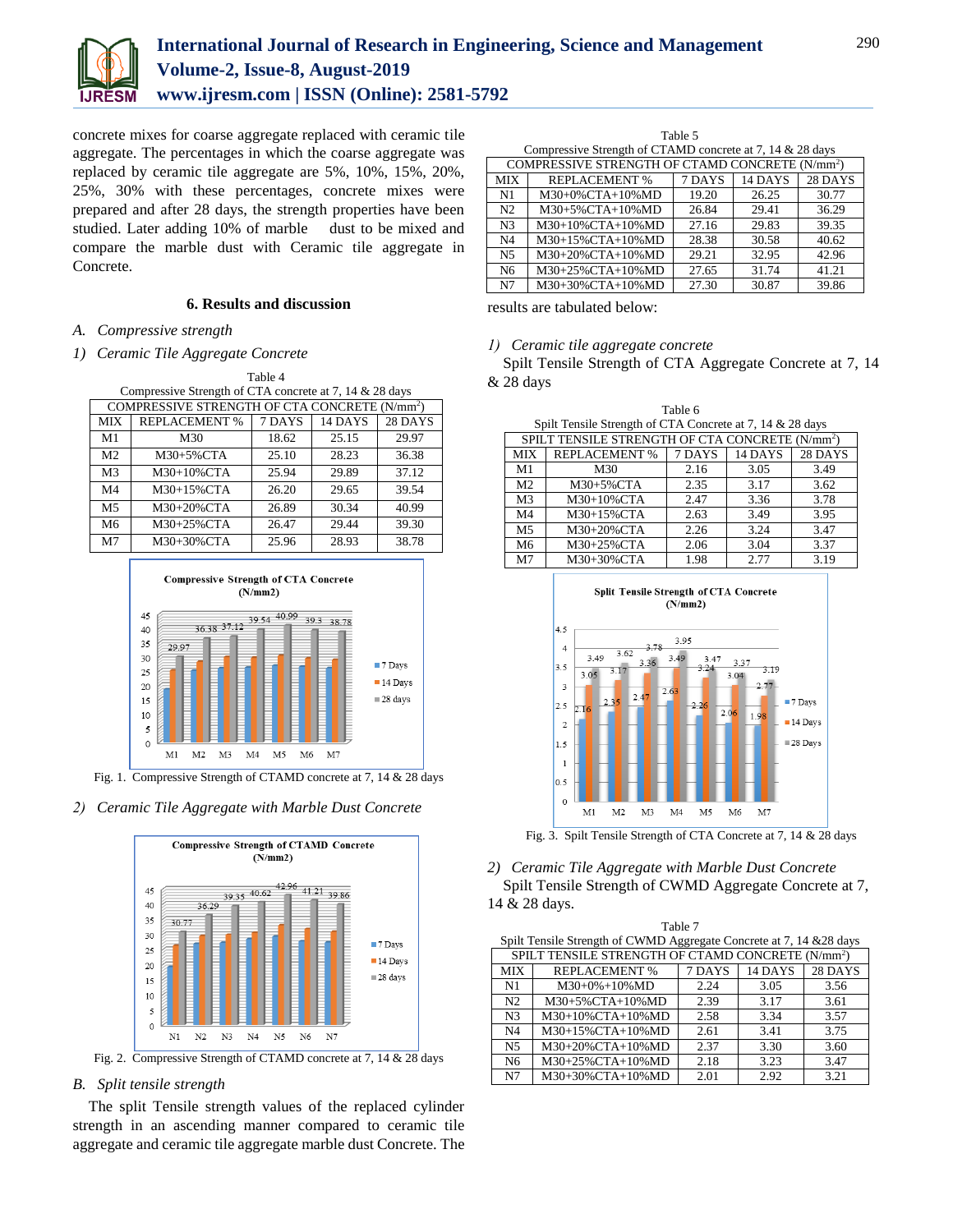concrete mixes for coarse aggregate replaced with ceramic tile aggregate. The percentages in which the coarse aggregate was replaced by ceramic tile aggregate are 5%, 10%, 15%, 20%, 25%, 30% with these percentages, concrete mixes were prepared and after 28 days, the strength properties have been studied. Later adding 10% of marble dust to be mixed and compare the marble dust with Ceramic tile aggregate in Concrete.

## 6. Results and discussion

### A. Compressive strength

#### 1) Ceramic Tile Aggregate Concrete

Table 4
Compressive Strength of CTA concrete at 7, 14 & 28 days

| COMPRESSIVE STRENGTH OF CTA CONCRETE (N/mm²) | | | | |
|---|---|---|---|---|
| MIX | REPLACEMENT % | 7 DAYS | 14 DAYS | 28 DAYS |
| M1 | M30 | 18.62 | 25.15 | 29.97 |
| M2 | M30+5%CTA | 25.10 | 28.23 | 36.38 |
| M3 | M30+10%CTA | 25.94 | 29.89 | 37.12 |
| M4 | M30+15%CTA | 26.20 | 29.65 | 39.54 |
| M5 | M30+20%CTA | 26.89 | 30.34 | 40.99 |
| M6 | M30+25%CTA | 26.47 | 29.44 | 39.30 |
| M7 | M30+30%CTA | 25.96 | 28.93 | 38.78 |

Fig. 1. Compressive Strength of CTAMD concrete at 7, 14 & 28 days

#### 2) Ceramic Tile Aggregate with Marble Dust Concrete

Fig. 2. Compressive Strength of CTAMD concrete at 7, 14 & 28 days

### B. Split tensile strength

The split Tensile strength values of the replaced cylinder strength in an ascending manner compared to ceramic tile aggregate and ceramic tile aggregate marble dust Concrete. The

Table 5
Compressive Strength of CTAMD concrete at 7, 14 & 28 days

| COMPRESSIVE STRENGTH OF CTAMD CONCRETE (N/mm²) | | | | |
|---|---|---|---|---|
| MIX | REPLACEMENT % | 7 DAYS | 14 DAYS | 28 DAYS |
| N1 | M30+0%CTA+10%MD | 19.20 | 26.25 | 30.77 |
| N2 | M30+5%CTA+10%MD | 26.84 | 29.41 | 36.29 |
| N3 | M30+10%CTA+10%MD | 27.16 | 29.83 | 39.35 |
| N4 | M30+15%CTA+10%MD | 28.38 | 30.58 | 40.62 |
| N5 | M30+20%CTA+10%MD | 29.21 | 32.95 | 42.96 |
| N6 | M30+25%CTA+10%MD | 27.65 | 31.74 | 41.21 |
| N7 | M30+30%CTA+10%MD | 27.30 | 30.87 | 39.86 |

results are tabulated below:

#### 1) Ceramic tile aggregate concrete

Spilt Tensile Strength of CTA Aggregate Concrete at 7, 14 & 28 days

Table 6
Spilt Tensile Strength of CTA Concrete at 7, 14 & 28 days

| SPILT TENSILE STRENGTH OF CTA CONCRETE (N/mm²) | | | | |
|---|---|---|---|---|
| MIX | REPLACEMENT % | 7 DAYS | 14 DAYS | 28 DAYS |
| M1 | M30 | 2.16 | 3.05 | 3.49 |
| M2 | M30+5%CTA | 2.35 | 3.17 | 3.62 |
| M3 | M30+10%CTA | 2.47 | 3.36 | 3.78 |
| M4 | M30+15%CTA | 2.63 | 3.49 | 3.95 |
| M5 | M30+20%CTA | 2.26 | 3.24 | 3.47 |
| M6 | M30+25%CTA | 2.06 | 3.04 | 3.37 |
| M7 | M30+30%CTA | 1.98 | 2.77 | 3.19 |

Fig. 3. Spilt Tensile Strength of CTA Concrete at 7, 14 & 28 days

#### 2) Ceramic Tile Aggregate with Marble Dust Concrete

Spilt Tensile Strength of CWMD Aggregate Concrete at 7, 14 & 28 days.

Table 7
Spilt Tensile Strength of CWMD Aggregate Concrete at 7, 14 &28 days

| SPILT TENSILE STRENGTH OF CTAMD CONCRETE (N/mm²) | | | | |
|---|---|---|---|---|
| MIX | REPLACEMENT % | 7 DAYS | 14 DAYS | 28 DAYS |
| N1 | M30+0%+10%MD | 2.24 | 3.05 | 3.56 |
| N2 | M30+5%CTA+10%MD | 2.39 | 3.17 | 3.61 |
| N3 | M30+10%CTA+10%MD | 2.58 | 3.34 | 3.57 |
| N4 | M30+15%CTA+10%MD | 2.61 | 3.41 | 3.75 |
| N5 | M30+20%CTA+10%MD | 2.37 | 3.30 | 3.60 |
| N6 | M30+25%CTA+10%MD | 2.18 | 3.23 | 3.47 |
| N7 | M30+30%CTA+10%MD | 2.01 | 2.92 | 3.21 |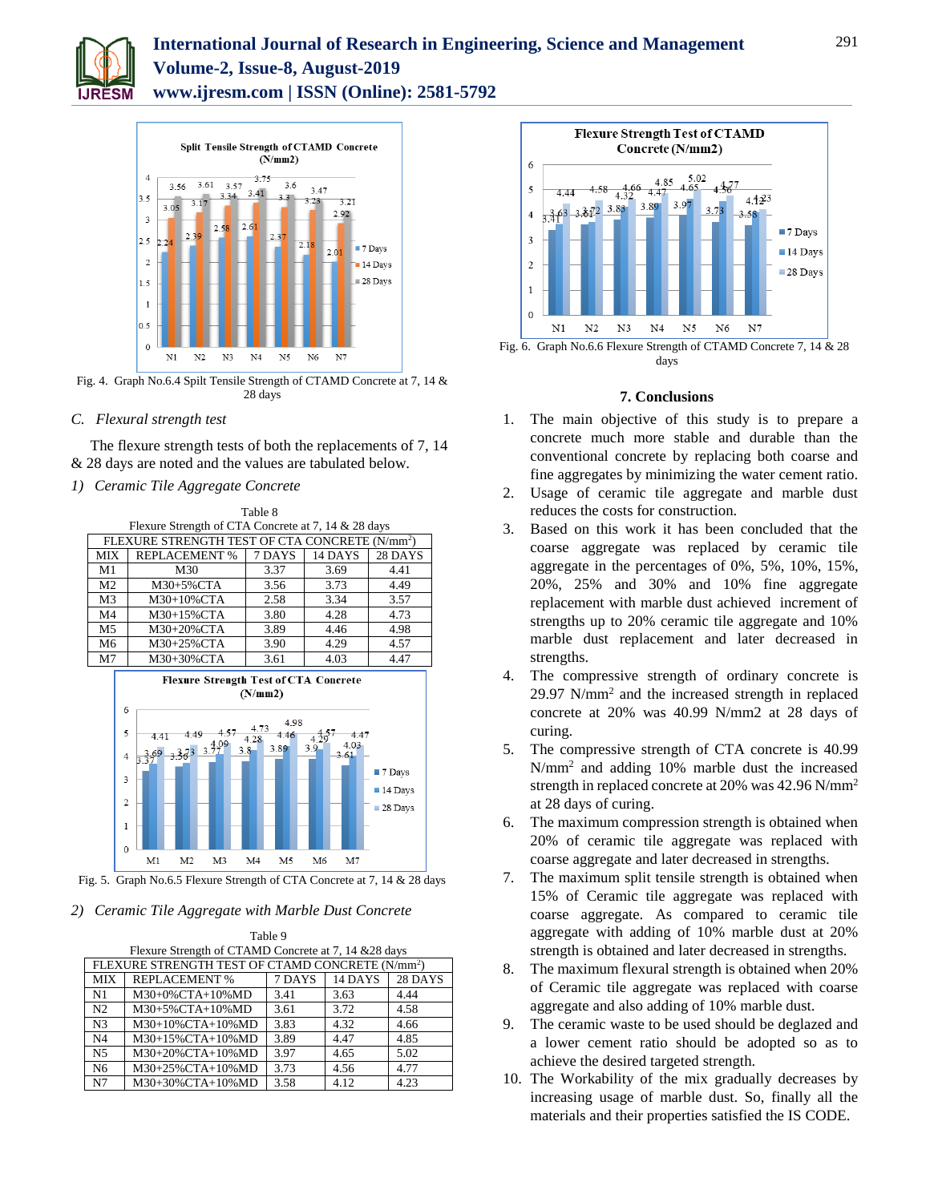Fig. 4. Graph No.6.4 Spilt Tensile Strength of CTAMD Concrete at 7, 14 & 28 days

### C. Flexural strength test

The flexure strength tests of both the replacements of 7, 14 & 28 days are noted and the values are tabulated below.

*1) Ceramic Tile Aggregate Concrete*

Table 8
Flexure Strength of CTA Concrete at 7, 14 & 28 days

| FLEXURE STRENGTH TEST OF CTA CONCRETE ($N/mm^2$) | | | | |
|---|---|---|---|---|
| MIX | REPLACEMENT % | 7 DAYS | 14 DAYS | 28 DAYS |
| M1 | M30 | 3.37 | 3.69 | 4.41 |
| M2 | M30+5%CTA | 3.56 | 3.73 | 4.49 |
| M3 | M30+10%CTA | 2.58 | 3.34 | 3.57 |
| M4 | M30+15%CTA | 3.80 | 4.28 | 4.73 |
| M5 | M30+20%CTA | 3.89 | 4.46 | 4.98 |
| M6 | M30+25%CTA | 3.90 | 4.29 | 4.57 |
| M7 | M30+30%CTA | 3.61 | 4.03 | 4.47 |

Fig. 5. Graph No.6.5 Flexure Strength of CTA Concrete at 7, 14 & 28 days

*2) Ceramic Tile Aggregate with Marble Dust Concrete*

Table 9
Flexure Strength of CTAMD Concrete at 7, 14 &28 days

| FLEXURE STRENGTH TEST OF CTAMD CONCRETE ($N/mm^2$) | | | | |
|---|---|---|---|---|
| MIX | REPLACEMENT % | 7 DAYS | 14 DAYS | 28 DAYS |
| N1 | M30+0%CTA+10%MD | 3.41 | 3.63 | 4.44 |
| N2 | M30+5%CTA+10%MD | 3.61 | 3.72 | 4.58 |
| N3 | M30+10%CTA+10%MD | 3.83 | 4.32 | 4.66 |
| N4 | M30+15%CTA+10%MD | 3.89 | 4.47 | 4.85 |
| N5 | M30+20%CTA+10%MD | 3.97 | 4.65 | 5.02 |
| N6 | M30+25%CTA+10%MD | 3.73 | 4.56 | 4.77 |
| N7 | M30+30%CTA+10%MD | 3.58 | 4.12 | 4.23 |

Fig. 6. Graph No.6.6 Flexure Strength of CTAMD Concrete 7, 14 & 28 days

## 7. Conclusions

1. The main objective of this study is to prepare a concrete much more stable and durable than the conventional concrete by replacing both coarse and fine aggregates by minimizing the water cement ratio.
2. Usage of ceramic tile aggregate and marble dust reduces the costs for construction.
3. Based on this work it has been concluded that the coarse aggregate was replaced by ceramic tile aggregate in the percentages of 0%, 5%, 10%, 15%, 20%, 25% and 30% and 10% fine aggregate replacement with marble dust achieved increment of strengths up to 20% ceramic tile aggregate and 10% marble dust replacement and later decreased in strengths.
4. The compressive strength of ordinary concrete is 29.97 $N/mm^2$ and the increased strength in replaced concrete at 20% was 40.99 N/mm2 at 28 days of curing.
5. The compressive strength of CTA concrete is 40.99 $N/mm^2$ and adding 10% marble dust the increased strength in replaced concrete at 20% was 42.96 $N/mm^2$ at 28 days of curing.
6. The maximum compression strength is obtained when 20% of ceramic tile aggregate was replaced with coarse aggregate and later decreased in strengths.
7. The maximum split tensile strength is obtained when 15% of Ceramic tile aggregate was replaced with coarse aggregate. As compared to ceramic tile aggregate with adding of 10% marble dust at 20% strength is obtained and later decreased in strengths.
8. The maximum flexural strength is obtained when 20% of Ceramic tile aggregate was replaced with coarse aggregate and also adding of 10% marble dust.
9. The ceramic waste to be used should be deglazed and a lower cement ratio should be adopted so as to achieve the desired targeted strength.
10. The Workability of the mix gradually decreases by increasing usage of marble dust. So, finally all the materials and their properties satisfied the IS CODE.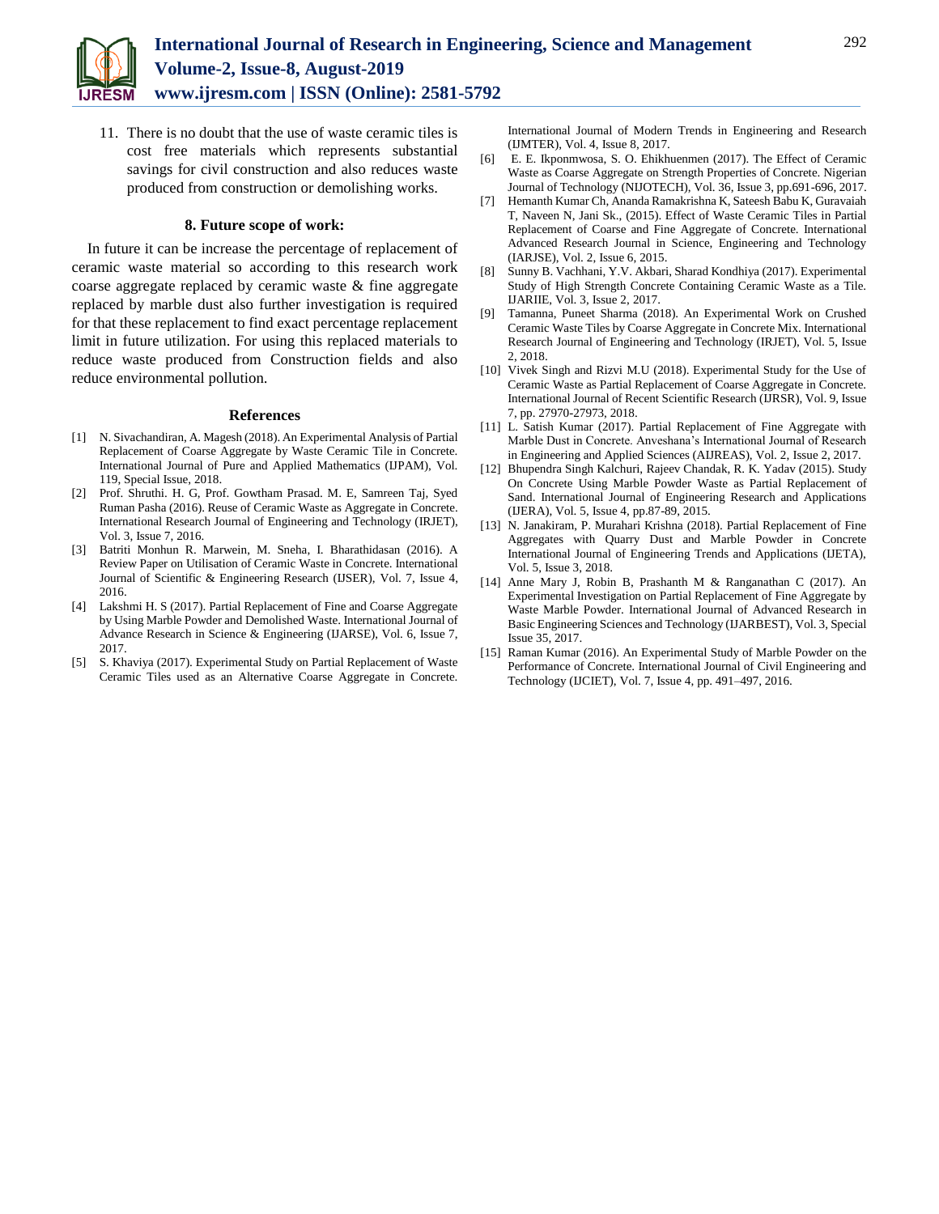11. There is no doubt that the use of waste ceramic tiles is cost free materials which represents substantial savings for civil construction and also reduces waste produced from construction or demolishing works.

## 8. Future scope of work:

In future it can be increase the percentage of replacement of ceramic waste material so according to this research work coarse aggregate replaced by ceramic waste & fine aggregate replaced by marble dust also further investigation is required for that these replacement to find exact percentage replacement limit in future utilization. For using this replaced materials to reduce waste produced from Construction fields and also reduce environmental pollution.

## References

[1] N. Sivachandiran, A. Magesh (2018). An Experimental Analysis of Partial Replacement of Coarse Aggregate by Waste Ceramic Tile in Concrete. International Journal of Pure and Applied Mathematics (IJPAM), Vol. 119, Special Issue, 2018.

[2] Prof. Shruthi. H. G, Prof. Gowtham Prasad. M. E, Samreen Taj, Syed Ruman Pasha (2016). Reuse of Ceramic Waste as Aggregate in Concrete. International Research Journal of Engineering and Technology (IRJET), Vol. 3, Issue 7, 2016.

[3] Batriti Monhun R. Marwein, M. Sneha, I. Bharathidasan (2016). A Review Paper on Utilisation of Ceramic Waste in Concrete. International Journal of Scientific & Engineering Research (IJSER), Vol. 7, Issue 4, 2016.

[4] Lakshmi H. S (2017). Partial Replacement of Fine and Coarse Aggregate by Using Marble Powder and Demolished Waste. International Journal of Advance Research in Science & Engineering (IJARSE), Vol. 6, Issue 7, 2017.

[5] S. Khaviya (2017). Experimental Study on Partial Replacement of Waste Ceramic Tiles used as an Alternative Coarse Aggregate in Concrete. International Journal of Modern Trends in Engineering and Research (IJMTER), Vol. 4, Issue 8, 2017.

[6] E. E. Ikponmwosa, S. O. Ehikhuenmen (2017). The Effect of Ceramic Waste as Coarse Aggregate on Strength Properties of Concrete. Nigerian Journal of Technology (NIJOTECH), Vol. 36, Issue 3, pp.691-696, 2017.

[7] Hemanth Kumar Ch, Ananda Ramakrishna K, Sateesh Babu K, Guravaiah T, Naveen N, Jani Sk., (2015). Effect of Waste Ceramic Tiles in Partial Replacement of Coarse and Fine Aggregate of Concrete. International Advanced Research Journal in Science, Engineering and Technology (IARJSE), Vol. 2, Issue 6, 2015.

[8] Sunny B. Vachhani, Y.V. Akbari, Sharad Kondhiya (2017). Experimental Study of High Strength Concrete Containing Ceramic Waste as a Tile. IJARIIE, Vol. 3, Issue 2, 2017.

[9] Tamanna, Puneet Sharma (2018). An Experimental Work on Crushed Ceramic Waste Tiles by Coarse Aggregate in Concrete Mix. International Research Journal of Engineering and Technology (IRJET), Vol. 5, Issue 2, 2018.

[10] Vivek Singh and Rizvi M.U (2018). Experimental Study for the Use of Ceramic Waste as Partial Replacement of Coarse Aggregate in Concrete. International Journal of Recent Scientific Research (IJRSR), Vol. 9, Issue 7, pp. 27970-27973, 2018.

[11] L. Satish Kumar (2017). Partial Replacement of Fine Aggregate with Marble Dust in Concrete. Anveshana's International Journal of Research in Engineering and Applied Sciences (AIJREAS), Vol. 2, Issue 2, 2017.

[12] Bhupendra Singh Kalchuri, Rajeev Chandak, R. K. Yadav (2015). Study On Concrete Using Marble Powder Waste as Partial Replacement of Sand. International Journal of Engineering Research and Applications (IJERA), Vol. 5, Issue 4, pp.87-89, 2015.

[13] N. Janakiram, P. Murahari Krishna (2018). Partial Replacement of Fine Aggregates with Quarry Dust and Marble Powder in Concrete International Journal of Engineering Trends and Applications (IJETA), Vol. 5, Issue 3, 2018.

[14] Anne Mary J, Robin B, Prashanth M & Ranganathan C (2017). An Experimental Investigation on Partial Replacement of Fine Aggregate by Waste Marble Powder. International Journal of Advanced Research in Basic Engineering Sciences and Technology (IJARBEST), Vol. 3, Special Issue 35, 2017.

[15] Raman Kumar (2016). An Experimental Study of Marble Powder on the Performance of Concrete. International Journal of Civil Engineering and Technology (IJCIET), Vol. 7, Issue 4, pp. 491–497, 2016.